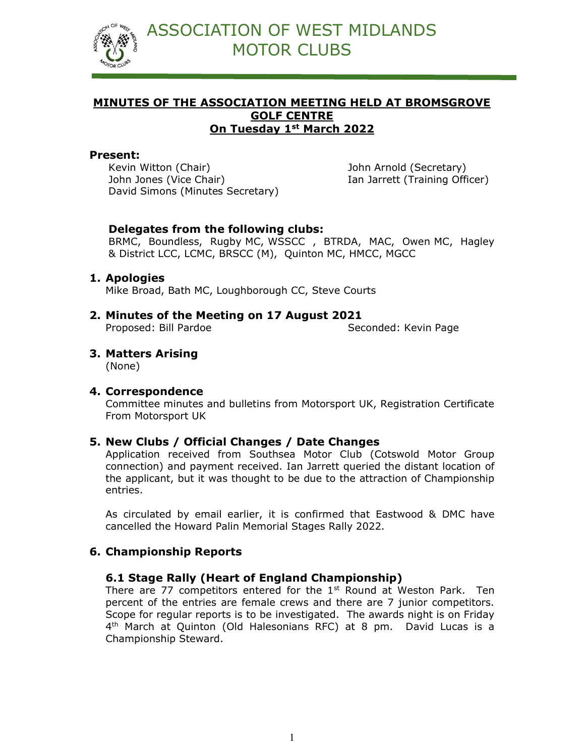# ASSOCIATION OF WEST MIDLANDS MOTOR CLUBS

## MINUTES OF THE ASSOCIATION MEETING HELD AT BROMSGROVE GOLF CENTRE On Tuesday 1st March 2022

**Present:**

Kevin Witton (Chair)
John Jones (Vice Chair)
David Simons (Minutes Secretary)
John Arnold (Secretary)
Ian Jarrett (Training Officer)

**Delegates from the following clubs:**

BRMC, Boundless, Rugby MC, WSSCC , BTRDA, MAC, Owen MC, Hagley & District LCC, LCMC, BRSCC (M), Quinton MC, HMCC, MGCC

### 1. Apologies

Mike Broad, Bath MC, Loughborough CC, Steve Courts

### 2. Minutes of the Meeting on 17 August 2021

Proposed: Bill Pardoe
Seconded: Kevin Page

### 3. Matters Arising

(None)

### 4. Correspondence

Committee minutes and bulletins from Motorsport UK, Registration Certificate From Motorsport UK

### 5. New Clubs / Official Changes / Date Changes

Application received from Southsea Motor Club (Cotswold Motor Group connection) and payment received. Ian Jarrett queried the distant location of the applicant, but it was thought to be due to the attraction of Championship entries.

As circulated by email earlier, it is confirmed that Eastwood & DMC have cancelled the Howard Palin Memorial Stages Rally 2022.

### 6. Championship Reports

#### 6.1 Stage Rally (Heart of England Championship)

There are 77 competitors entered for the 1st Round at Weston Park. Ten percent of the entries are female crews and there are 7 junior competitors. Scope for regular reports is to be investigated. The awards night is on Friday 4th March at Quinton (Old Halesonians RFC) at 8 pm. David Lucas is a Championship Steward.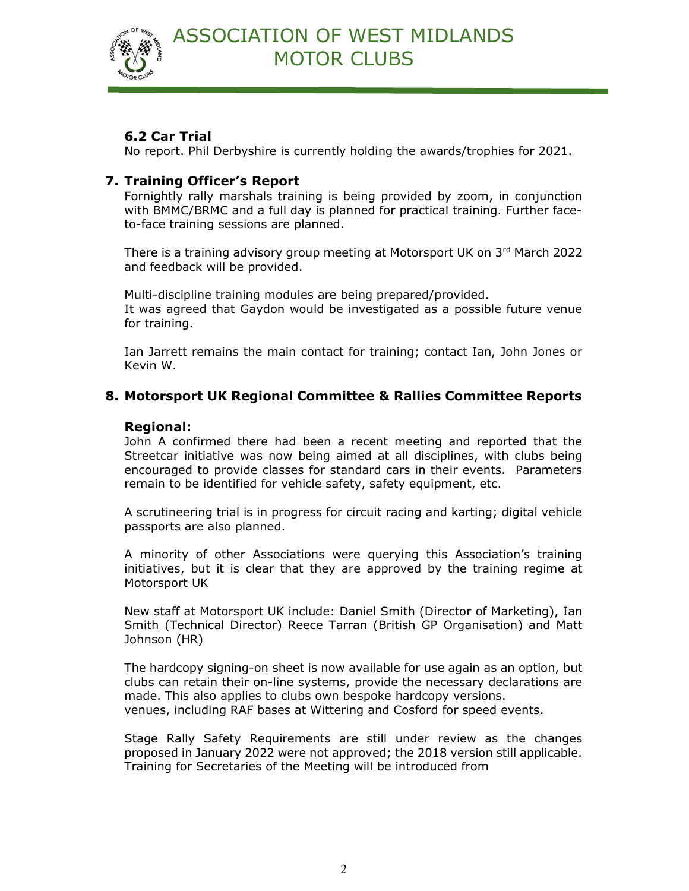### 6.2 Car Trial

No report. Phil Derbyshire is currently holding the awards/trophies for 2021.

## 7. Training Officer's Report

Fornightly rally marshals training is being provided by zoom, in conjunction with BMMC/BRMC and a full day is planned for practical training. Further face-to-face training sessions are planned.

There is a training advisory group meeting at Motorsport UK on 3rd March 2022 and feedback will be provided.

Multi-discipline training modules are being prepared/provided.
It was agreed that Gaydon would be investigated as a possible future venue for training.

Ian Jarrett remains the main contact for training; contact Ian, John Jones or Kevin W.

## 8. Motorsport UK Regional Committee & Rallies Committee Reports

### Regional:

John A confirmed there had been a recent meeting and reported that the Streetcar initiative was now being aimed at all disciplines, with clubs being encouraged to provide classes for standard cars in their events. Parameters remain to be identified for vehicle safety, safety equipment, etc.

A scrutineering trial is in progress for circuit racing and karting; digital vehicle passports are also planned.

A minority of other Associations were querying this Association's training initiatives, but it is clear that they are approved by the training regime at Motorsport UK

New staff at Motorsport UK include: Daniel Smith (Director of Marketing), Ian Smith (Technical Director) Reece Tarran (British GP Organisation) and Matt Johnson (HR)

The hardcopy signing-on sheet is now available for use again as an option, but clubs can retain their on-line systems, provide the necessary declarations are made. This also applies to clubs own bespoke hardcopy versions.
venues, including RAF bases at Wittering and Cosford for speed events.

Stage Rally Safety Requirements are still under review as the changes proposed in January 2022 were not approved; the 2018 version still applicable.
Training for Secretaries of the Meeting will be introduced from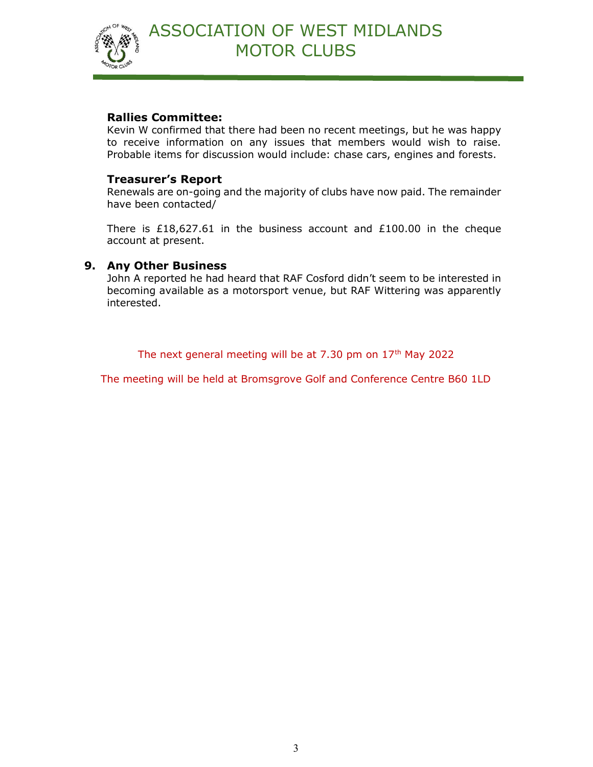### Rallies Committee:

Kevin W confirmed that there had been no recent meetings, but he was happy to receive information on any issues that members would wish to raise. Probable items for discussion would include: chase cars, engines and forests.

### Treasurer's Report

Renewals are on-going and the majority of clubs have now paid. The remainder have been contacted/

There is £18,627.61 in the business account and £100.00 in the cheque account at present.

## 9. Any Other Business

John A reported he had heard that RAF Cosford didn't seem to be interested in becoming available as a motorsport venue, but RAF Wittering was apparently interested.

The next general meeting will be at 7.30 pm on 17th May 2022

The meeting will be held at Bromsgrove Golf and Conference Centre B60 1LD